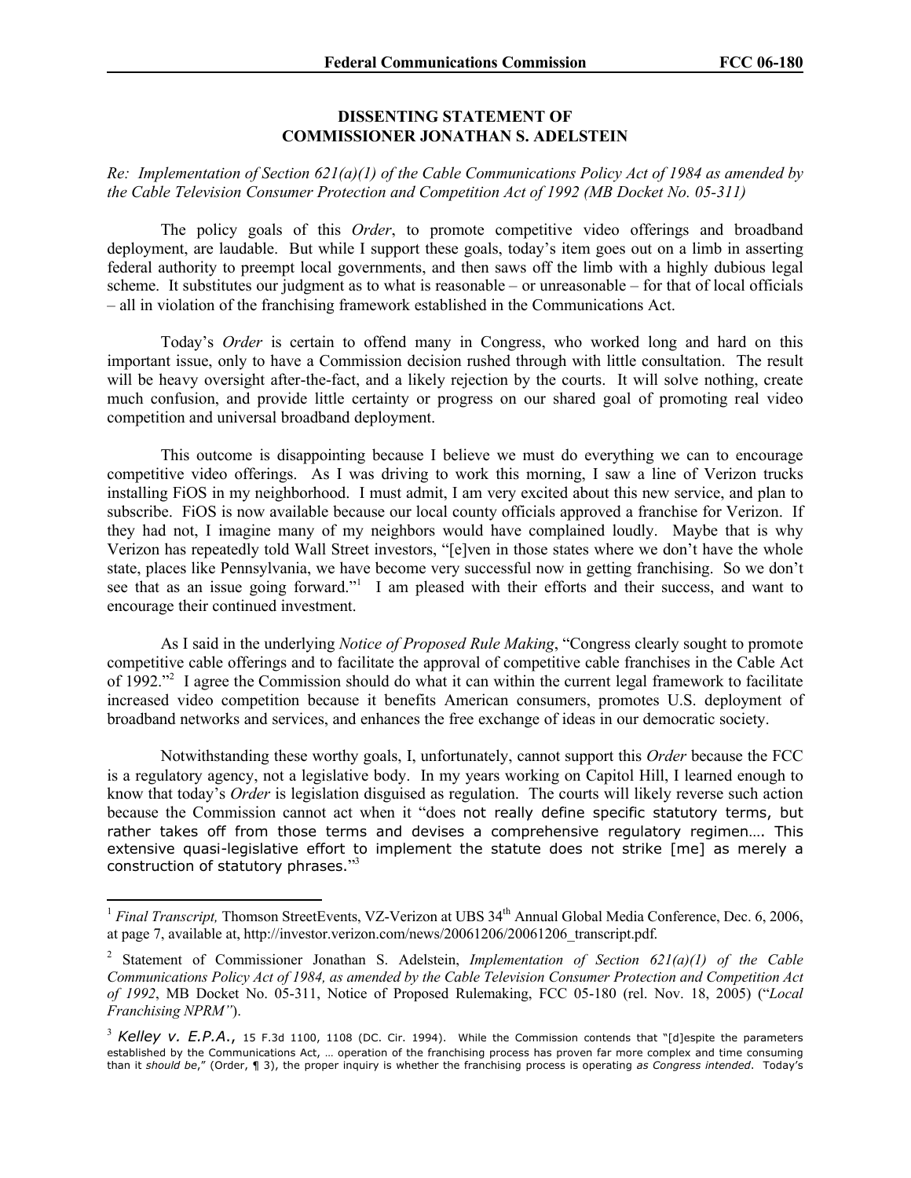**DISSENTING STATEMENT OF**
**COMMISSIONER JONATHAN S. ADELSTEIN**

*Re: Implementation of Section 621(a)(1) of the Cable Communications Policy Act of 1984 as amended by the Cable Television Consumer Protection and Competition Act of 1992 (MB Docket No. 05-311)*

The policy goals of this *Order*, to promote competitive video offerings and broadband deployment, are laudable. But while I support these goals, today's item goes out on a limb in asserting federal authority to preempt local governments, and then saws off the limb with a highly dubious legal scheme. It substitutes our judgment as to what is reasonable – or unreasonable – for that of local officials – all in violation of the franchising framework established in the Communications Act.

Today's *Order* is certain to offend many in Congress, who worked long and hard on this important issue, only to have a Commission decision rushed through with little consultation. The result will be heavy oversight after-the-fact, and a likely rejection by the courts. It will solve nothing, create much confusion, and provide little certainty or progress on our shared goal of promoting real video competition and universal broadband deployment.

This outcome is disappointing because I believe we must do everything we can to encourage competitive video offerings. As I was driving to work this morning, I saw a line of Verizon trucks installing FiOS in my neighborhood. I must admit, I am very excited about this new service, and plan to subscribe. FiOS is now available because our local county officials approved a franchise for Verizon. If they had not, I imagine many of my neighbors would have complained loudly. Maybe that is why Verizon has repeatedly told Wall Street investors, "[e]ven in those states where we don't have the whole state, places like Pennsylvania, we have become very successful now in getting franchising. So we don't see that as an issue going forward."[1] I am pleased with their efforts and their success, and want to encourage their continued investment.

As I said in the underlying *Notice of Proposed Rule Making*, "Congress clearly sought to promote competitive cable offerings and to facilitate the approval of competitive cable franchises in the Cable Act of 1992."[2] I agree the Commission should do what it can within the current legal framework to facilitate increased video competition because it benefits American consumers, promotes U.S. deployment of broadband networks and services, and enhances the free exchange of ideas in our democratic society.

Notwithstanding these worthy goals, I, unfortunately, cannot support this *Order* because the FCC is a regulatory agency, not a legislative body. In my years working on Capitol Hill, I learned enough to know that today's *Order* is legislation disguised as regulation. The courts will likely reverse such action because the Commission cannot act when it "does not really define specific statutory terms, but rather takes off from those terms and devises a comprehensive regulatory regimen…. This extensive quasi-legislative effort to implement the statute does not strike [me] as merely a construction of statutory phrases."[3]

---

[1] *Final Transcript,* Thomson StreetEvents, VZ-Verizon at UBS 34th Annual Global Media Conference, Dec. 6, 2006, at page 7, available at, http://investor.verizon.com/news/20061206/20061206_transcript.pdf.

[2] Statement of Commissioner Jonathan S. Adelstein, *Implementation of Section 621(a)(1) of the Cable Communications Policy Act of 1984, as amended by the Cable Television Consumer Protection and Competition Act of 1992*, MB Docket No. 05-311, Notice of Proposed Rulemaking, FCC 05-180 (rel. Nov. 18, 2005) ("*Local Franchising NPRM"*).

[3] *Kelley v. E.P.A.*, 15 F.3d 1100, 1108 (DC. Cir. 1994). While the Commission contends that "[d]espite the parameters established by the Communications Act, … operation of the franchising process has proven far more complex and time consuming than it *should be*," (Order, ¶ 3), the proper inquiry is whether the franchising process is operating *as Congress intended*. Today's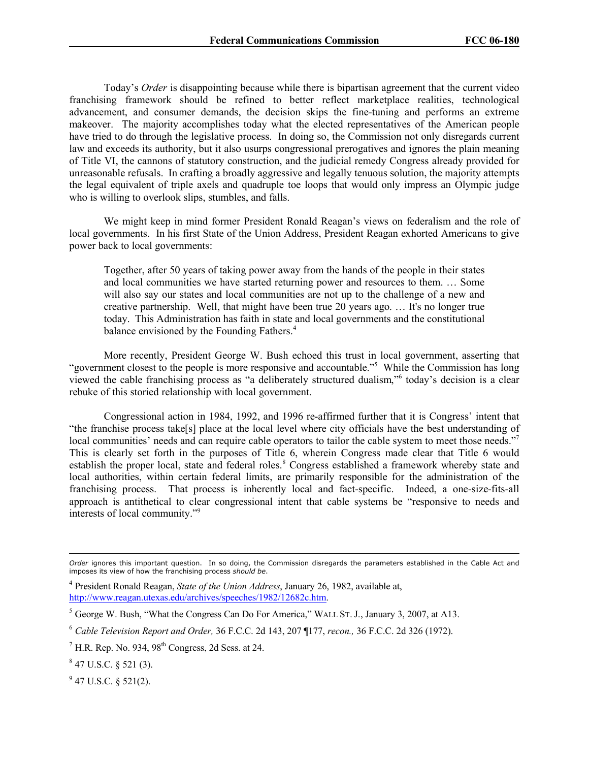Today's *Order* is disappointing because while there is bipartisan agreement that the current video franchising framework should be refined to better reflect marketplace realities, technological advancement, and consumer demands, the decision skips the fine-tuning and performs an extreme makeover. The majority accomplishes today what the elected representatives of the American people have tried to do through the legislative process. In doing so, the Commission not only disregards current law and exceeds its authority, but it also usurps congressional prerogatives and ignores the plain meaning of Title VI, the cannons of statutory construction, and the judicial remedy Congress already provided for unreasonable refusals. In crafting a broadly aggressive and legally tenuous solution, the majority attempts the legal equivalent of triple axels and quadruple toe loops that would only impress an Olympic judge who is willing to overlook slips, stumbles, and falls.

We might keep in mind former President Ronald Reagan's views on federalism and the role of local governments. In his first State of the Union Address, President Reagan exhorted Americans to give power back to local governments:

> Together, after 50 years of taking power away from the hands of the people in their states and local communities we have started returning power and resources to them. … Some will also say our states and local communities are not up to the challenge of a new and creative partnership. Well, that might have been true 20 years ago. … It's no longer true today. This Administration has faith in state and local governments and the constitutional balance envisioned by the Founding Fathers.[4]

More recently, President George W. Bush echoed this trust in local government, asserting that "government closest to the people is more responsive and accountable."[5] While the Commission has long viewed the cable franchising process as "a deliberately structured dualism,"[6] today's decision is a clear rebuke of this storied relationship with local government.

Congressional action in 1984, 1992, and 1996 re-affirmed further that it is Congress' intent that "the franchise process take[s] place at the local level where city officials have the best understanding of local communities' needs and can require cable operators to tailor the cable system to meet those needs."[7] This is clearly set forth in the purposes of Title 6, wherein Congress made clear that Title 6 would establish the proper local, state and federal roles.[8] Congress established a framework whereby state and local authorities, within certain federal limits, are primarily responsible for the administration of the franchising process. That process is inherently local and fact-specific. Indeed, a one-size-fits-all approach is antithetical to clear congressional intent that cable systems be "responsive to needs and interests of local community."[9]

---

*Order* ignores this important question. In so doing, the Commission disregards the parameters established in the Cable Act and imposes its view of how the franchising process *should be*.

[4] President Ronald Reagan, *State of the Union Address*, January 26, 1982, available at, http://www.reagan.utexas.edu/archives/speeches/1982/12682c.htm.

[5] George W. Bush, "What the Congress Can Do For America," WALL ST. J., January 3, 2007, at A13.

[6] *Cable Television Report and Order,* 36 F.C.C. 2d 143, 207 ¶177, *recon.,* 36 F.C.C. 2d 326 (1972).

[7] H.R. Rep. No. 934, 98th Congress, 2d Sess. at 24.

[8] 47 U.S.C. § 521 (3).

[9] 47 U.S.C. § 521(2).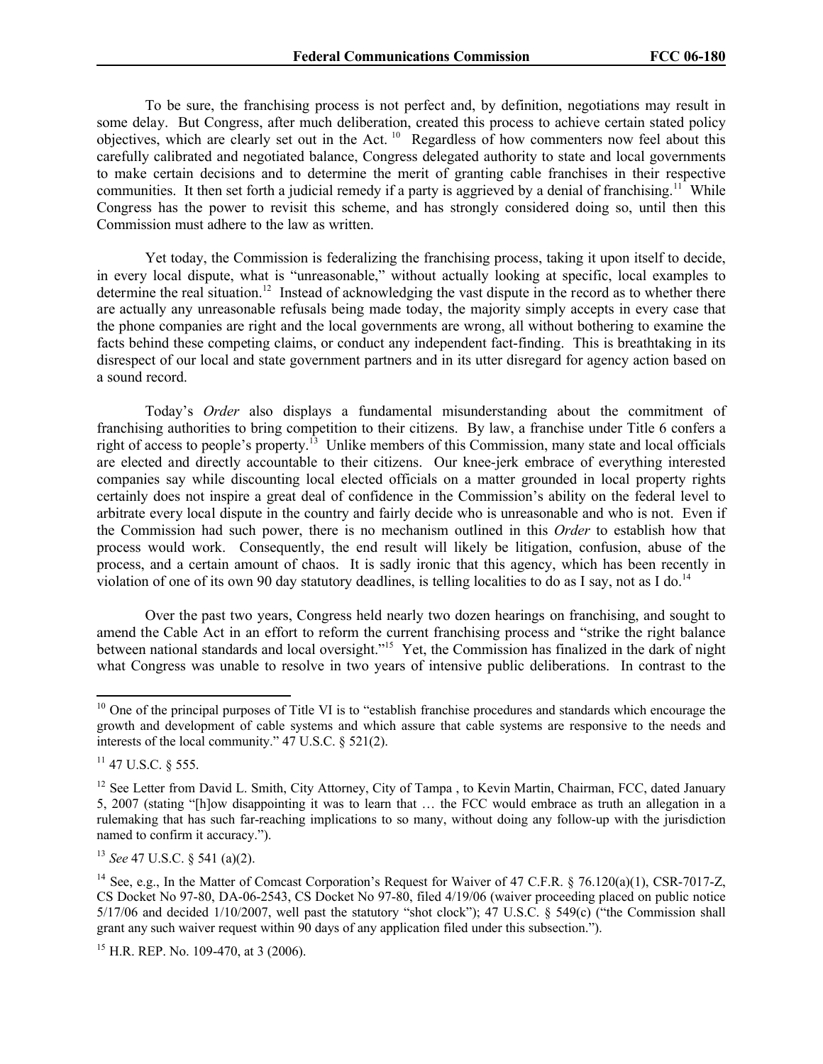To be sure, the franchising process is not perfect and, by definition, negotiations may result in some delay. But Congress, after much deliberation, created this process to achieve certain stated policy objectives, which are clearly set out in the Act.[10] Regardless of how commenters now feel about this carefully calibrated and negotiated balance, Congress delegated authority to state and local governments to make certain decisions and to determine the merit of granting cable franchises in their respective communities. It then set forth a judicial remedy if a party is aggrieved by a denial of franchising.[11] While Congress has the power to revisit this scheme, and has strongly considered doing so, until then this Commission must adhere to the law as written.

Yet today, the Commission is federalizing the franchising process, taking it upon itself to decide, in every local dispute, what is "unreasonable," without actually looking at specific, local examples to determine the real situation.[12] Instead of acknowledging the vast dispute in the record as to whether there are actually any unreasonable refusals being made today, the majority simply accepts in every case that the phone companies are right and the local governments are wrong, all without bothering to examine the facts behind these competing claims, or conduct any independent fact-finding. This is breathtaking in its disrespect of our local and state government partners and in its utter disregard for agency action based on a sound record.

Today's *Order* also displays a fundamental misunderstanding about the commitment of franchising authorities to bring competition to their citizens. By law, a franchise under Title 6 confers a right of access to people's property.[13] Unlike members of this Commission, many state and local officials are elected and directly accountable to their citizens. Our knee-jerk embrace of everything interested companies say while discounting local elected officials on a matter grounded in local property rights certainly does not inspire a great deal of confidence in the Commission's ability on the federal level to arbitrate every local dispute in the country and fairly decide who is unreasonable and who is not. Even if the Commission had such power, there is no mechanism outlined in this *Order* to establish how that process would work. Consequently, the end result will likely be litigation, confusion, abuse of the process, and a certain amount of chaos. It is sadly ironic that this agency, which has been recently in violation of one of its own 90 day statutory deadlines, is telling localities to do as I say, not as I do.[14]

Over the past two years, Congress held nearly two dozen hearings on franchising, and sought to amend the Cable Act in an effort to reform the current franchising process and "strike the right balance between national standards and local oversight."[15] Yet, the Commission has finalized in the dark of night what Congress was unable to resolve in two years of intensive public deliberations. In contrast to the

---

[10] One of the principal purposes of Title VI is to "establish franchise procedures and standards which encourage the growth and development of cable systems and which assure that cable systems are responsive to the needs and interests of the local community." 47 U.S.C. § 521(2).

[11] 47 U.S.C. § 555.

[12] See Letter from David L. Smith, City Attorney, City of Tampa , to Kevin Martin, Chairman, FCC, dated January 5, 2007 (stating "[h]ow disappointing it was to learn that … the FCC would embrace as truth an allegation in a rulemaking that has such far-reaching implications to so many, without doing any follow-up with the jurisdiction named to confirm it accuracy.").

[13] *See* 47 U.S.C. § 541 (a)(2).

[14] See, e.g., In the Matter of Comcast Corporation's Request for Waiver of 47 C.F.R. § 76.120(a)(1), CSR-7017-Z, CS Docket No 97-80, DA-06-2543, CS Docket No 97-80, filed 4/19/06 (waiver proceeding placed on public notice 5/17/06 and decided 1/10/2007, well past the statutory "shot clock"); 47 U.S.C. § 549(c) ("the Commission shall grant any such waiver request within 90 days of any application filed under this subsection.").

[15] H.R. REP. No. 109-470, at 3 (2006).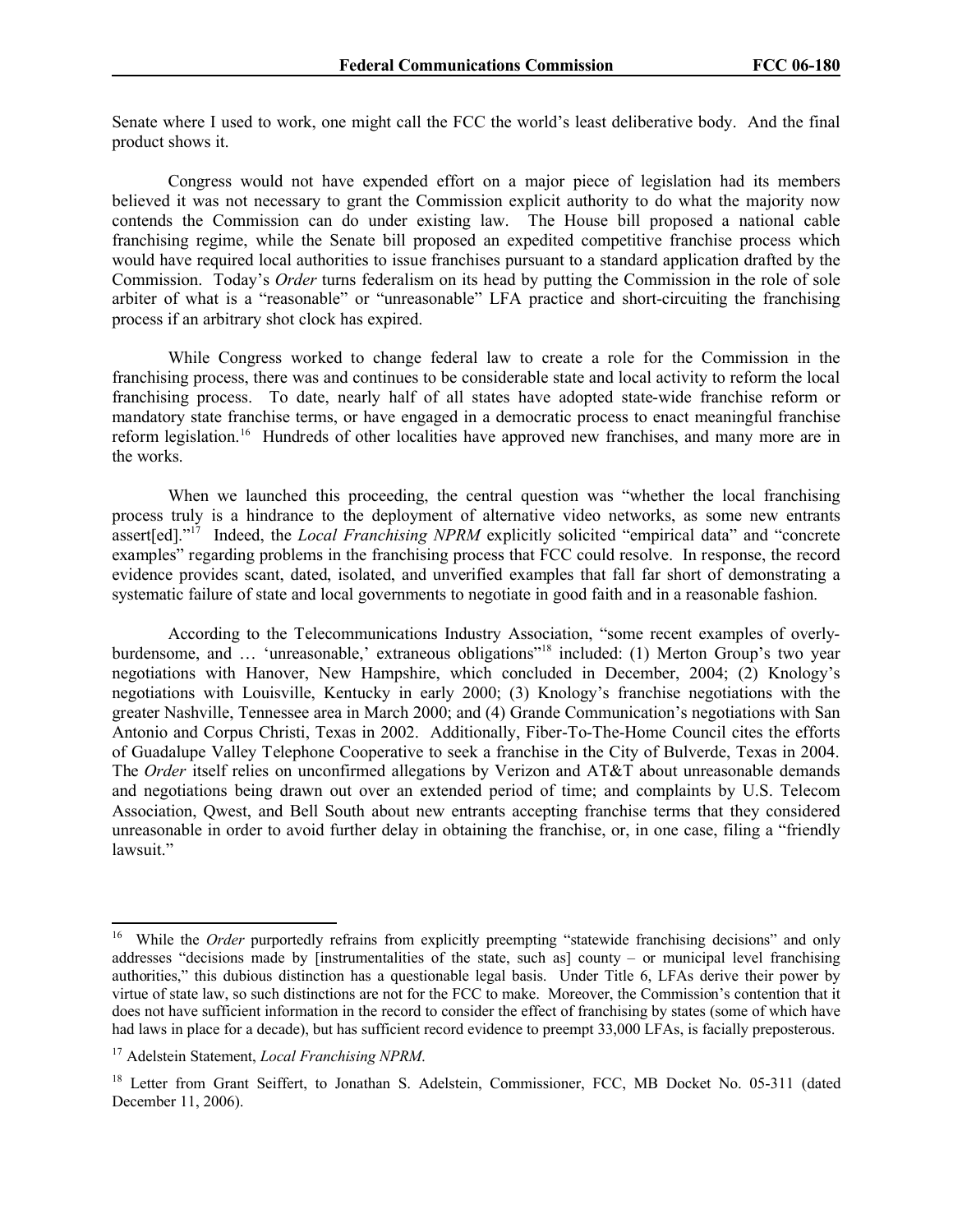Senate where I used to work, one might call the FCC the world's least deliberative body. And the final product shows it.

Congress would not have expended effort on a major piece of legislation had its members believed it was not necessary to grant the Commission explicit authority to do what the majority now contends the Commission can do under existing law. The House bill proposed a national cable franchising regime, while the Senate bill proposed an expedited competitive franchise process which would have required local authorities to issue franchises pursuant to a standard application drafted by the Commission. Today's *Order* turns federalism on its head by putting the Commission in the role of sole arbiter of what is a "reasonable" or "unreasonable" LFA practice and short-circuiting the franchising process if an arbitrary shot clock has expired.

While Congress worked to change federal law to create a role for the Commission in the franchising process, there was and continues to be considerable state and local activity to reform the local franchising process. To date, nearly half of all states have adopted state-wide franchise reform or mandatory state franchise terms, or have engaged in a democratic process to enact meaningful franchise reform legislation.[16] Hundreds of other localities have approved new franchises, and many more are in the works.

When we launched this proceeding, the central question was "whether the local franchising process truly is a hindrance to the deployment of alternative video networks, as some new entrants assert[ed]."[17] Indeed, the *Local Franchising NPRM* explicitly solicited "empirical data" and "concrete examples" regarding problems in the franchising process that FCC could resolve. In response, the record evidence provides scant, dated, isolated, and unverified examples that fall far short of demonstrating a systematic failure of state and local governments to negotiate in good faith and in a reasonable fashion.

According to the Telecommunications Industry Association, "some recent examples of overly-burdensome, and … 'unreasonable,' extraneous obligations"[18] included: (1) Merton Group's two year negotiations with Hanover, New Hampshire, which concluded in December, 2004; (2) Knology's negotiations with Louisville, Kentucky in early 2000; (3) Knology's franchise negotiations with the greater Nashville, Tennessee area in March 2000; and (4) Grande Communication's negotiations with San Antonio and Corpus Christi, Texas in 2002. Additionally, Fiber-To-The-Home Council cites the efforts of Guadalupe Valley Telephone Cooperative to seek a franchise in the City of Bulverde, Texas in 2004. The *Order* itself relies on unconfirmed allegations by Verizon and AT&T about unreasonable demands and negotiations being drawn out over an extended period of time; and complaints by U.S. Telecom Association, Qwest, and Bell South about new entrants accepting franchise terms that they considered unreasonable in order to avoid further delay in obtaining the franchise, or, in one case, filing a "friendly lawsuit."

---

[16] While the *Order* purportedly refrains from explicitly preempting "statewide franchising decisions" and only addresses "decisions made by [instrumentalities of the state, such as] county – or municipal level franchising authorities," this dubious distinction has a questionable legal basis. Under Title 6, LFAs derive their power by virtue of state law, so such distinctions are not for the FCC to make. Moreover, the Commission's contention that it does not have sufficient information in the record to consider the effect of franchising by states (some of which have had laws in place for a decade), but has sufficient record evidence to preempt 33,000 LFAs, is facially preposterous.

[17] Adelstein Statement, *Local Franchising NPRM*.

[18] Letter from Grant Seiffert, to Jonathan S. Adelstein, Commissioner, FCC, MB Docket No. 05-311 (dated December 11, 2006).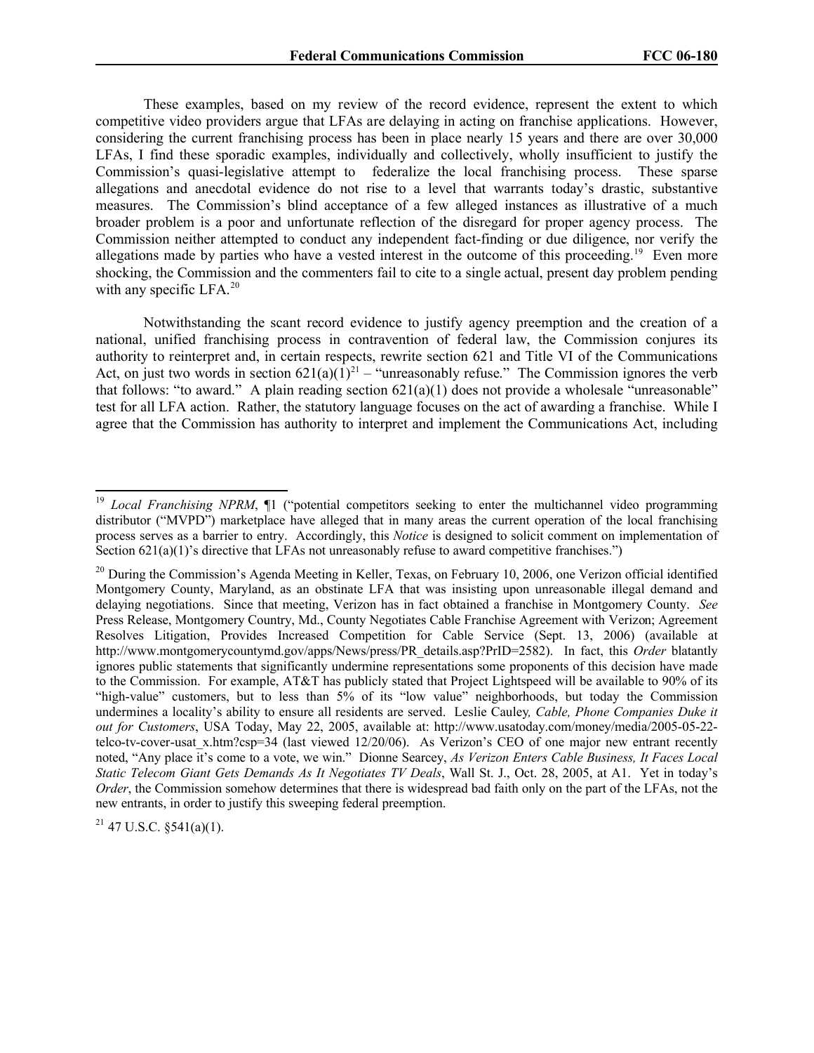These examples, based on my review of the record evidence, represent the extent to which competitive video providers argue that LFAs are delaying in acting on franchise applications. However, considering the current franchising process has been in place nearly 15 years and there are over 30,000 LFAs, I find these sporadic examples, individually and collectively, wholly insufficient to justify the Commission's quasi-legislative attempt to federalize the local franchising process. These sparse allegations and anecdotal evidence do not rise to a level that warrants today's drastic, substantive measures. The Commission's blind acceptance of a few alleged instances as illustrative of a much broader problem is a poor and unfortunate reflection of the disregard for proper agency process. The Commission neither attempted to conduct any independent fact-finding or due diligence, nor verify the allegations made by parties who have a vested interest in the outcome of this proceeding.[19] Even more shocking, the Commission and the commenters fail to cite to a single actual, present day problem pending with any specific LFA.[20]

Notwithstanding the scant record evidence to justify agency preemption and the creation of a national, unified franchising process in contravention of federal law, the Commission conjures its authority to reinterpret and, in certain respects, rewrite section 621 and Title VI of the Communications Act, on just two words in section 621(a)(1)[21] – "unreasonably refuse." The Commission ignores the verb that follows: "to award." A plain reading section 621(a)(1) does not provide a wholesale "unreasonable" test for all LFA action. Rather, the statutory language focuses on the act of awarding a franchise. While I agree that the Commission has authority to interpret and implement the Communications Act, including

---

[19] *Local Franchising NPRM*, ¶1 ("potential competitors seeking to enter the multichannel video programming distributor ("MVPD") marketplace have alleged that in many areas the current operation of the local franchising process serves as a barrier to entry. Accordingly, this *Notice* is designed to solicit comment on implementation of Section 621(a)(1)'s directive that LFAs not unreasonably refuse to award competitive franchises.")

[20] During the Commission's Agenda Meeting in Keller, Texas, on February 10, 2006, one Verizon official identified Montgomery County, Maryland, as an obstinate LFA that was insisting upon unreasonable illegal demand and delaying negotiations. Since that meeting, Verizon has in fact obtained a franchise in Montgomery County. *See* Press Release, Montgomery Country, Md., County Negotiates Cable Franchise Agreement with Verizon; Agreement Resolves Litigation, Provides Increased Competition for Cable Service (Sept. 13, 2006) (available at http://www.montgomerycountymd.gov/apps/News/press/PR_details.asp?PrID=2582). In fact, this *Order* blatantly ignores public statements that significantly undermine representations some proponents of this decision have made to the Commission. For example, AT&T has publicly stated that Project Lightspeed will be available to 90% of its "high-value" customers, but to less than 5% of its "low value" neighborhoods, but today the Commission undermines a locality's ability to ensure all residents are served. Leslie Cauley, *Cable, Phone Companies Duke it out for Customers*, USA Today, May 22, 2005, available at: http://www.usatoday.com/money/media/2005-05-22-telco-tv-cover-usat_x.htm?csp=34 (last viewed 12/20/06). As Verizon's CEO of one major new entrant recently noted, "Any place it's come to a vote, we win." Dionne Searcey, *As Verizon Enters Cable Business, It Faces Local Static Telecom Giant Gets Demands As It Negotiates TV Deals*, Wall St. J., Oct. 28, 2005, at A1. Yet in today's *Order*, the Commission somehow determines that there is widespread bad faith only on the part of the LFAs, not the new entrants, in order to justify this sweeping federal preemption.

[21] 47 U.S.C. §541(a)(1).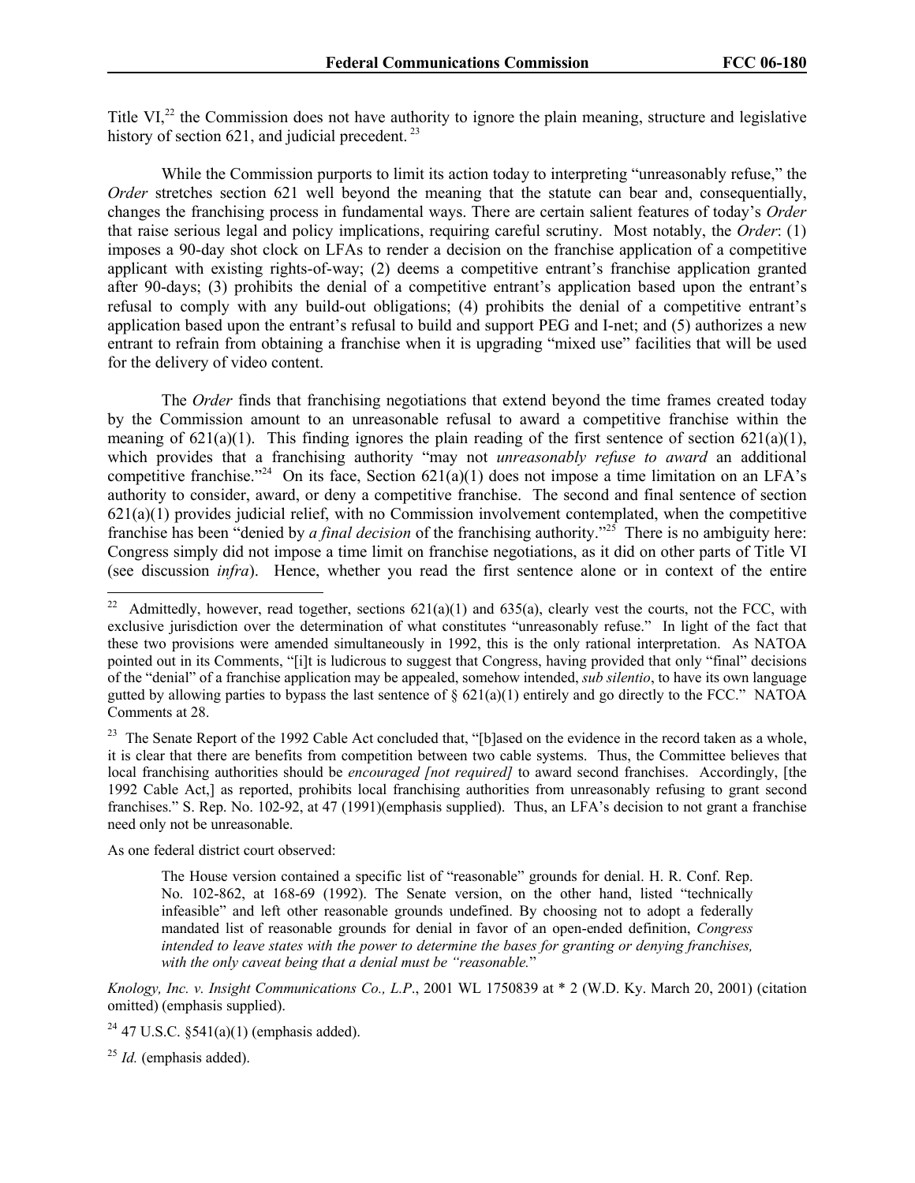Title VI,[22] the Commission does not have authority to ignore the plain meaning, structure and legislative history of section 621, and judicial precedent. [23]

While the Commission purports to limit its action today to interpreting "unreasonably refuse," the *Order* stretches section 621 well beyond the meaning that the statute can bear and, consequentially, changes the franchising process in fundamental ways. There are certain salient features of today's *Order* that raise serious legal and policy implications, requiring careful scrutiny. Most notably, the *Order*: (1) imposes a 90-day shot clock on LFAs to render a decision on the franchise application of a competitive applicant with existing rights-of-way; (2) deems a competitive entrant's franchise application granted after 90-days; (3) prohibits the denial of a competitive entrant's application based upon the entrant's refusal to comply with any build-out obligations; (4) prohibits the denial of a competitive entrant's application based upon the entrant's refusal to build and support PEG and I-net; and (5) authorizes a new entrant to refrain from obtaining a franchise when it is upgrading "mixed use" facilities that will be used for the delivery of video content.

The *Order* finds that franchising negotiations that extend beyond the time frames created today by the Commission amount to an unreasonable refusal to award a competitive franchise within the meaning of 621(a)(1). This finding ignores the plain reading of the first sentence of section 621(a)(1), which provides that a franchising authority "may not *unreasonably refuse to award* an additional competitive franchise."[24] On its face, Section 621(a)(1) does not impose a time limitation on an LFA's authority to consider, award, or deny a competitive franchise. The second and final sentence of section 621(a)(1) provides judicial relief, with no Commission involvement contemplated, when the competitive franchise has been "denied by *a final decision* of the franchising authority."[25] There is no ambiguity here: Congress simply did not impose a time limit on franchise negotiations, as it did on other parts of Title VI (see discussion *infra*). Hence, whether you read the first sentence alone or in context of the entire

---

[22] Admittedly, however, read together, sections 621(a)(1) and 635(a), clearly vest the courts, not the FCC, with exclusive jurisdiction over the determination of what constitutes "unreasonably refuse." In light of the fact that these two provisions were amended simultaneously in 1992, this is the only rational interpretation. As NATOA pointed out in its Comments, "[i]t is ludicrous to suggest that Congress, having provided that only "final" decisions of the "denial" of a franchise application may be appealed, somehow intended, *sub silentio*, to have its own language gutted by allowing parties to bypass the last sentence of § 621(a)(1) entirely and go directly to the FCC." NATOA Comments at 28.

[23] The Senate Report of the 1992 Cable Act concluded that, "[b]ased on the evidence in the record taken as a whole, it is clear that there are benefits from competition between two cable systems. Thus, the Committee believes that local franchising authorities should be *encouraged [not required]* to award second franchises. Accordingly, [the 1992 Cable Act,] as reported, prohibits local franchising authorities from unreasonably refusing to grant second franchises." S. Rep. No. 102-92, at 47 (1991)(emphasis supplied). Thus, an LFA's decision to not grant a franchise need only not be unreasonable.

As one federal district court observed:

> The House version contained a specific list of "reasonable" grounds for denial. H. R. Conf. Rep. No. 102-862, at 168-69 (1992). The Senate version, on the other hand, listed "technically infeasible" and left other reasonable grounds undefined. By choosing not to adopt a federally mandated list of reasonable grounds for denial in favor of an open-ended definition, *Congress intended to leave states with the power to determine the bases for granting or denying franchises, with the only caveat being that a denial must be "reasonable.*"

*Knology, Inc. v. Insight Communications Co., L.P.*, 2001 WL 1750839 at * 2 (W.D. Ky. March 20, 2001) (citation omitted) (emphasis supplied).

[24] 47 U.S.C. §541(a)(1) (emphasis added).

[25] *Id.* (emphasis added).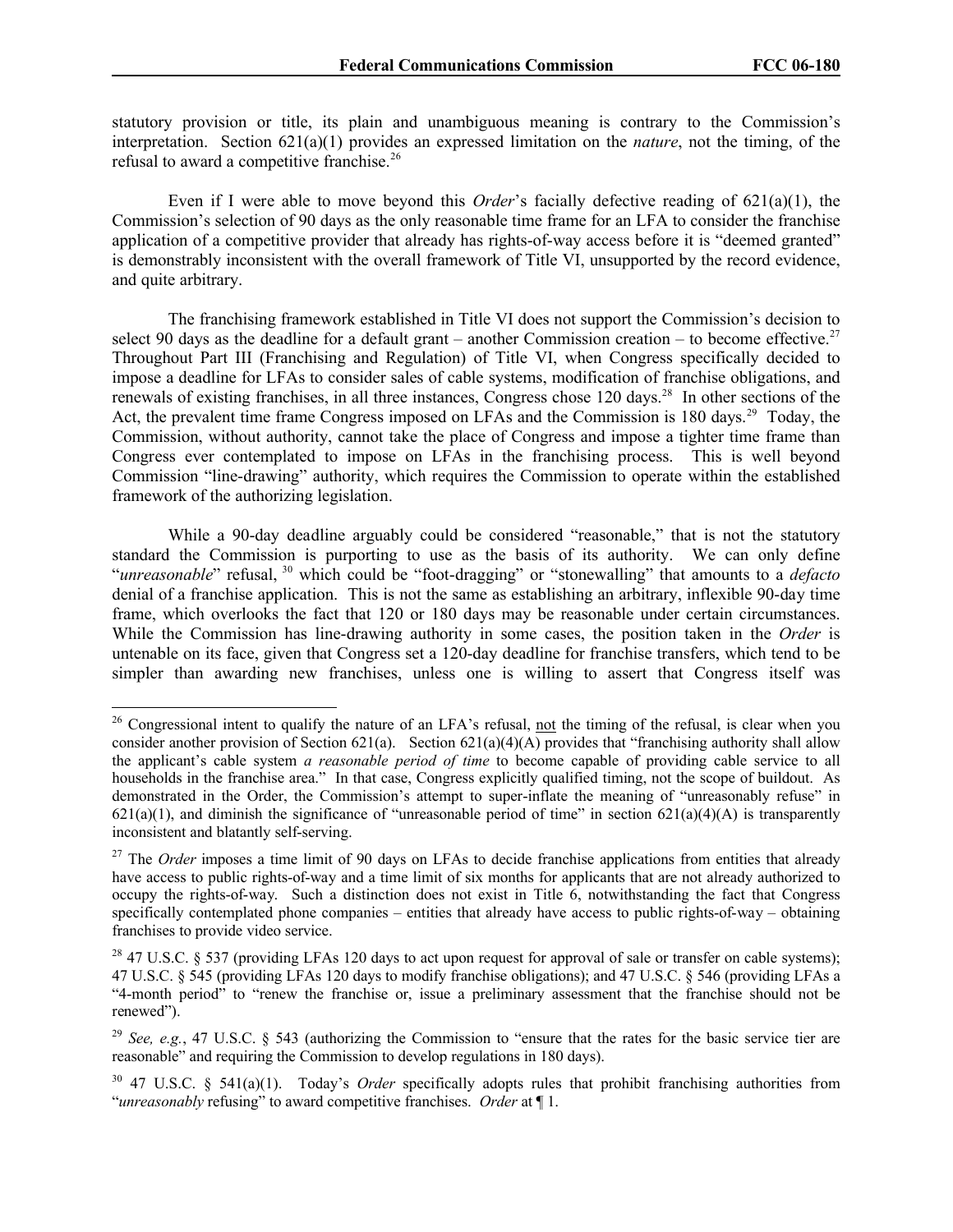statutory provision or title, its plain and unambiguous meaning is contrary to the Commission's interpretation. Section 621(a)(1) provides an expressed limitation on the *nature*, not the timing, of the refusal to award a competitive franchise.[26]

Even if I were able to move beyond this *Order*'s facially defective reading of 621(a)(1), the Commission's selection of 90 days as the only reasonable time frame for an LFA to consider the franchise application of a competitive provider that already has rights-of-way access before it is "deemed granted" is demonstrably inconsistent with the overall framework of Title VI, unsupported by the record evidence, and quite arbitrary.

The franchising framework established in Title VI does not support the Commission's decision to select 90 days as the deadline for a default grant – another Commission creation – to become effective.[27] Throughout Part III (Franchising and Regulation) of Title VI, when Congress specifically decided to impose a deadline for LFAs to consider sales of cable systems, modification of franchise obligations, and renewals of existing franchises, in all three instances, Congress chose 120 days.[28] In other sections of the Act, the prevalent time frame Congress imposed on LFAs and the Commission is 180 days.[29] Today, the Commission, without authority, cannot take the place of Congress and impose a tighter time frame than Congress ever contemplated to impose on LFAs in the franchising process. This is well beyond Commission "line-drawing" authority, which requires the Commission to operate within the established framework of the authorizing legislation.

While a 90-day deadline arguably could be considered "reasonable," that is not the statutory standard the Commission is purporting to use as the basis of its authority. We can only define "*unreasonable*" refusal,[30] which could be "foot-dragging" or "stonewalling" that amounts to a *defacto* denial of a franchise application. This is not the same as establishing an arbitrary, inflexible 90-day time frame, which overlooks the fact that 120 or 180 days may be reasonable under certain circumstances. While the Commission has line-drawing authority in some cases, the position taken in the *Order* is untenable on its face, given that Congress set a 120-day deadline for franchise transfers, which tend to be simpler than awarding new franchises, unless one is willing to assert that Congress itself was

---

[26] Congressional intent to qualify the nature of an LFA's refusal, not the timing of the refusal, is clear when you consider another provision of Section 621(a). Section 621(a)(4)(A) provides that "franchising authority shall allow the applicant's cable system *a reasonable period of time* to become capable of providing cable service to all households in the franchise area." In that case, Congress explicitly qualified timing, not the scope of buildout. As demonstrated in the Order, the Commission's attempt to super-inflate the meaning of "unreasonably refuse" in 621(a)(1), and diminish the significance of "unreasonable period of time" in section 621(a)(4)(A) is transparently inconsistent and blatantly self-serving.

[27] The *Order* imposes a time limit of 90 days on LFAs to decide franchise applications from entities that already have access to public rights-of-way and a time limit of six months for applicants that are not already authorized to occupy the rights-of-way. Such a distinction does not exist in Title 6, notwithstanding the fact that Congress specifically contemplated phone companies – entities that already have access to public rights-of-way – obtaining franchises to provide video service.

[28] 47 U.S.C. § 537 (providing LFAs 120 days to act upon request for approval of sale or transfer on cable systems); 47 U.S.C. § 545 (providing LFAs 120 days to modify franchise obligations); and 47 U.S.C. § 546 (providing LFAs a "4-month period" to "renew the franchise or, issue a preliminary assessment that the franchise should not be renewed").

[29] *See, e.g.*, 47 U.S.C. § 543 (authorizing the Commission to "ensure that the rates for the basic service tier are reasonable" and requiring the Commission to develop regulations in 180 days).

[30] 47 U.S.C. § 541(a)(1). Today's *Order* specifically adopts rules that prohibit franchising authorities from "*unreasonably* refusing" to award competitive franchises. *Order* at ¶ 1.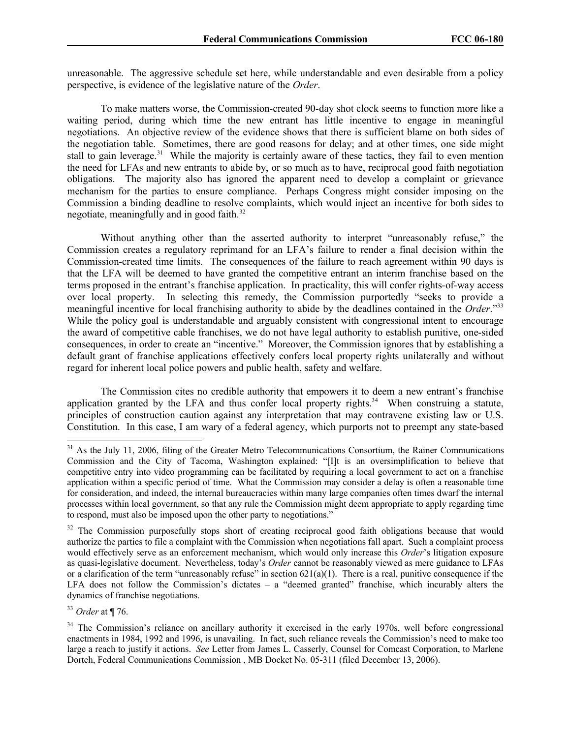unreasonable. The aggressive schedule set here, while understandable and even desirable from a policy perspective, is evidence of the legislative nature of the *Order*.

To make matters worse, the Commission-created 90-day shot clock seems to function more like a waiting period, during which time the new entrant has little incentive to engage in meaningful negotiations. An objective review of the evidence shows that there is sufficient blame on both sides of the negotiation table. Sometimes, there are good reasons for delay; and at other times, one side might stall to gain leverage.[31] While the majority is certainly aware of these tactics, they fail to even mention the need for LFAs and new entrants to abide by, or so much as to have, reciprocal good faith negotiation obligations. The majority also has ignored the apparent need to develop a complaint or grievance mechanism for the parties to ensure compliance. Perhaps Congress might consider imposing on the Commission a binding deadline to resolve complaints, which would inject an incentive for both sides to negotiate, meaningfully and in good faith.[32]

Without anything other than the asserted authority to interpret "unreasonably refuse," the Commission creates a regulatory reprimand for an LFA's failure to render a final decision within the Commission-created time limits. The consequences of the failure to reach agreement within 90 days is that the LFA will be deemed to have granted the competitive entrant an interim franchise based on the terms proposed in the entrant's franchise application. In practicality, this will confer rights-of-way access over local property. In selecting this remedy, the Commission purportedly "seeks to provide a meaningful incentive for local franchising authority to abide by the deadlines contained in the *Order*."[33] While the policy goal is understandable and arguably consistent with congressional intent to encourage the award of competitive cable franchises, we do not have legal authority to establish punitive, one-sided consequences, in order to create an "incentive." Moreover, the Commission ignores that by establishing a default grant of franchise applications effectively confers local property rights unilaterally and without regard for inherent local police powers and public health, safety and welfare.

The Commission cites no credible authority that empowers it to deem a new entrant's franchise application granted by the LFA and thus confer local property rights.[34] When construing a statute, principles of construction caution against any interpretation that may contravene existing law or U.S. Constitution. In this case, I am wary of a federal agency, which purports not to preempt any state-based

---

[31] As the July 11, 2006, filing of the Greater Metro Telecommunications Consortium, the Rainer Communications Commission and the City of Tacoma, Washington explained: "[I]t is an oversimplification to believe that competitive entry into video programming can be facilitated by requiring a local government to act on a franchise application within a specific period of time. What the Commission may consider a delay is often a reasonable time for consideration, and indeed, the internal bureaucracies within many large companies often times dwarf the internal processes within local government, so that any rule the Commission might deem appropriate to apply regarding time to respond, must also be imposed upon the other party to negotiations."

[32] The Commission purposefully stops short of creating reciprocal good faith obligations because that would authorize the parties to file a complaint with the Commission when negotiations fall apart. Such a complaint process would effectively serve as an enforcement mechanism, which would only increase this *Order*'s litigation exposure as quasi-legislative document. Nevertheless, today's *Order* cannot be reasonably viewed as mere guidance to LFAs or a clarification of the term "unreasonably refuse" in section 621(a)(1). There is a real, punitive consequence if the LFA does not follow the Commission's dictates – a "deemed granted" franchise, which incurably alters the dynamics of franchise negotiations.

[33] *Order* at ¶ 76.

[34] The Commission's reliance on ancillary authority it exercised in the early 1970s, well before congressional enactments in 1984, 1992 and 1996, is unavailing. In fact, such reliance reveals the Commission's need to make too large a reach to justify it actions. *See* Letter from James L. Casserly, Counsel for Comcast Corporation, to Marlene Dortch, Federal Communications Commission , MB Docket No. 05-311 (filed December 13, 2006).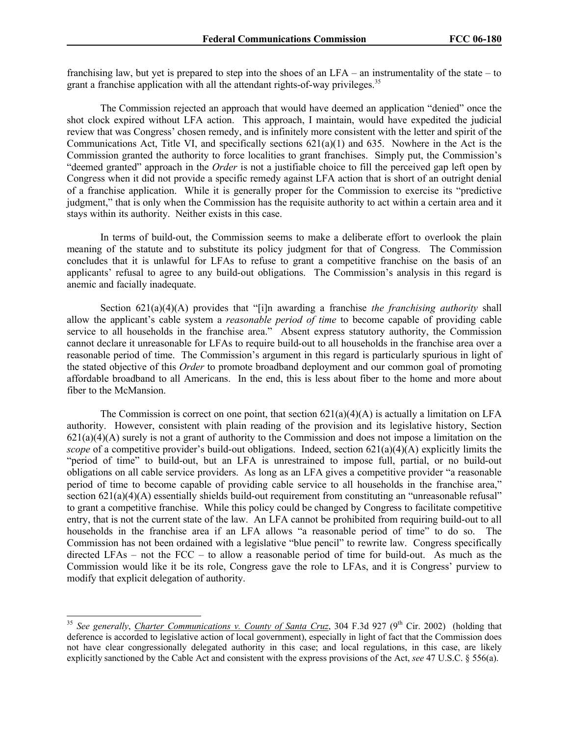franchising law, but yet is prepared to step into the shoes of an LFA – an instrumentality of the state – to grant a franchise application with all the attendant rights-of-way privileges.[35]

The Commission rejected an approach that would have deemed an application "denied" once the shot clock expired without LFA action. This approach, I maintain, would have expedited the judicial review that was Congress' chosen remedy, and is infinitely more consistent with the letter and spirit of the Communications Act, Title VI, and specifically sections 621(a)(1) and 635. Nowhere in the Act is the Commission granted the authority to force localities to grant franchises. Simply put, the Commission's "deemed granted" approach in the *Order* is not a justifiable choice to fill the perceived gap left open by Congress when it did not provide a specific remedy against LFA action that is short of an outright denial of a franchise application. While it is generally proper for the Commission to exercise its "predictive judgment," that is only when the Commission has the requisite authority to act within a certain area and it stays within its authority. Neither exists in this case.

In terms of build-out, the Commission seems to make a deliberate effort to overlook the plain meaning of the statute and to substitute its policy judgment for that of Congress. The Commission concludes that it is unlawful for LFAs to refuse to grant a competitive franchise on the basis of an applicants' refusal to agree to any build-out obligations. The Commission's analysis in this regard is anemic and facially inadequate.

Section 621(a)(4)(A) provides that "[i]n awarding a franchise *the franchising authority* shall allow the applicant's cable system a *reasonable period of time* to become capable of providing cable service to all households in the franchise area." Absent express statutory authority, the Commission cannot declare it unreasonable for LFAs to require build-out to all households in the franchise area over a reasonable period of time. The Commission's argument in this regard is particularly spurious in light of the stated objective of this *Order* to promote broadband deployment and our common goal of promoting affordable broadband to all Americans. In the end, this is less about fiber to the home and more about fiber to the McMansion.

The Commission is correct on one point, that section 621(a)(4)(A) is actually a limitation on LFA authority. However, consistent with plain reading of the provision and its legislative history, Section 621(a)(4)(A) surely is not a grant of authority to the Commission and does not impose a limitation on the *scope* of a competitive provider's build-out obligations. Indeed, section 621(a)(4)(A) explicitly limits the "period of time" to build-out, but an LFA is unrestrained to impose full, partial, or no build-out obligations on all cable service providers. As long as an LFA gives a competitive provider "a reasonable period of time to become capable of providing cable service to all households in the franchise area," section 621(a)(4)(A) essentially shields build-out requirement from constituting an "unreasonable refusal" to grant a competitive franchise. While this policy could be changed by Congress to facilitate competitive entry, that is not the current state of the law. An LFA cannot be prohibited from requiring build-out to all households in the franchise area if an LFA allows "a reasonable period of time" to do so. The Commission has not been ordained with a legislative "blue pencil" to rewrite law. Congress specifically directed LFAs – not the FCC – to allow a reasonable period of time for build-out. As much as the Commission would like it be its role, Congress gave the role to LFAs, and it is Congress' purview to modify that explicit delegation of authority.

---

[35] *See generally*, Charter Communications v. County of Santa Cruz, 304 F.3d 927 (9th Cir. 2002) (holding that deference is accorded to legislative action of local government), especially in light of fact that the Commission does not have clear congressionally delegated authority in this case; and local regulations, in this case, are likely explicitly sanctioned by the Cable Act and consistent with the express provisions of the Act, *see* 47 U.S.C. § 556(a).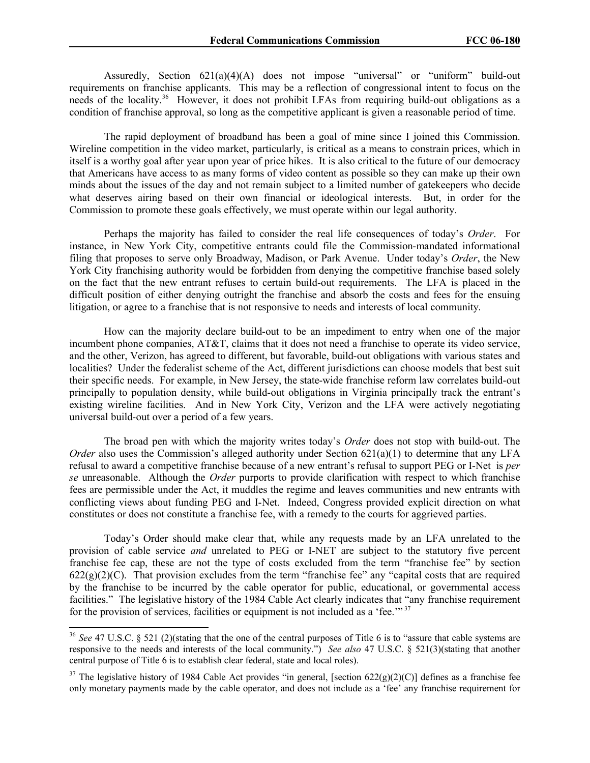Assuredly, Section 621(a)(4)(A) does not impose "universal" or "uniform" build-out requirements on franchise applicants. This may be a reflection of congressional intent to focus on the needs of the locality.[36] However, it does not prohibit LFAs from requiring build-out obligations as a condition of franchise approval, so long as the competitive applicant is given a reasonable period of time.

The rapid deployment of broadband has been a goal of mine since I joined this Commission. Wireline competition in the video market, particularly, is critical as a means to constrain prices, which in itself is a worthy goal after year upon year of price hikes. It is also critical to the future of our democracy that Americans have access to as many forms of video content as possible so they can make up their own minds about the issues of the day and not remain subject to a limited number of gatekeepers who decide what deserves airing based on their own financial or ideological interests. But, in order for the Commission to promote these goals effectively, we must operate within our legal authority.

Perhaps the majority has failed to consider the real life consequences of today's *Order*. For instance, in New York City, competitive entrants could file the Commission-mandated informational filing that proposes to serve only Broadway, Madison, or Park Avenue. Under today's *Order*, the New York City franchising authority would be forbidden from denying the competitive franchise based solely on the fact that the new entrant refuses to certain build-out requirements. The LFA is placed in the difficult position of either denying outright the franchise and absorb the costs and fees for the ensuing litigation, or agree to a franchise that is not responsive to needs and interests of local community.

How can the majority declare build-out to be an impediment to entry when one of the major incumbent phone companies, AT&T, claims that it does not need a franchise to operate its video service, and the other, Verizon, has agreed to different, but favorable, build-out obligations with various states and localities? Under the federalist scheme of the Act, different jurisdictions can choose models that best suit their specific needs. For example, in New Jersey, the state-wide franchise reform law correlates build-out principally to population density, while build-out obligations in Virginia principally track the entrant's existing wireline facilities. And in New York City, Verizon and the LFA were actively negotiating universal build-out over a period of a few years.

The broad pen with which the majority writes today's *Order* does not stop with build-out. The *Order* also uses the Commission's alleged authority under Section 621(a)(1) to determine that any LFA refusal to award a competitive franchise because of a new entrant's refusal to support PEG or I-Net is *per se* unreasonable. Although the *Order* purports to provide clarification with respect to which franchise fees are permissible under the Act, it muddles the regime and leaves communities and new entrants with conflicting views about funding PEG and I-Net. Indeed, Congress provided explicit direction on what constitutes or does not constitute a franchise fee, with a remedy to the courts for aggrieved parties.

Today's Order should make clear that, while any requests made by an LFA unrelated to the provision of cable service *and* unrelated to PEG or I-NET are subject to the statutory five percent franchise fee cap, these are not the type of costs excluded from the term "franchise fee" by section 622(g)(2)(C). That provision excludes from the term "franchise fee" any "capital costs that are required by the franchise to be incurred by the cable operator for public, educational, or governmental access facilities." The legislative history of the 1984 Cable Act clearly indicates that "any franchise requirement for the provision of services, facilities or equipment is not included as a 'fee.'"[37]

---

[36] *See* 47 U.S.C. § 521 (2)(stating that the one of the central purposes of Title 6 is to "assure that cable systems are responsive to the needs and interests of the local community.") *See also* 47 U.S.C. § 521(3)(stating that another central purpose of Title 6 is to establish clear federal, state and local roles).

[37] The legislative history of 1984 Cable Act provides "in general, [section 622(g)(2)(C)] defines as a franchise fee only monetary payments made by the cable operator, and does not include as a 'fee' any franchise requirement for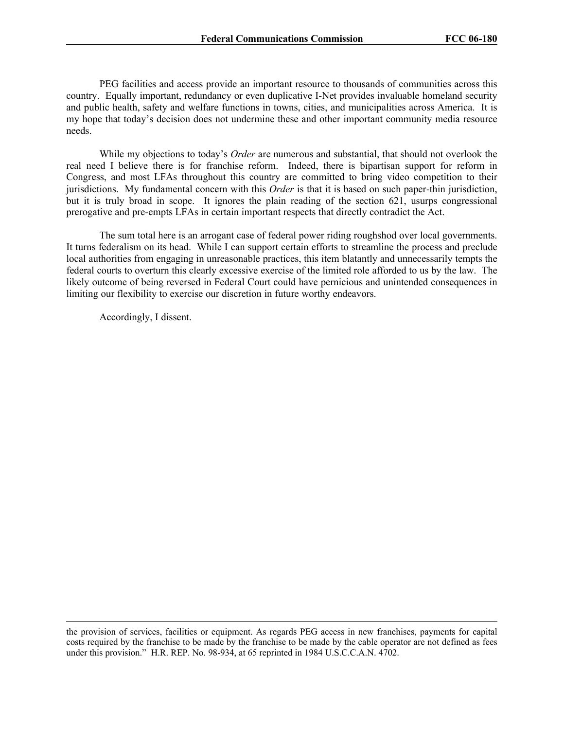PEG facilities and access provide an important resource to thousands of communities across this country. Equally important, redundancy or even duplicative I-Net provides invaluable homeland security and public health, safety and welfare functions in towns, cities, and municipalities across America. It is my hope that today's decision does not undermine these and other important community media resource needs.

While my objections to today's *Order* are numerous and substantial, that should not overlook the real need I believe there is for franchise reform. Indeed, there is bipartisan support for reform in Congress, and most LFAs throughout this country are committed to bring video competition to their jurisdictions. My fundamental concern with this *Order* is that it is based on such paper-thin jurisdiction, but it is truly broad in scope. It ignores the plain reading of the section 621, usurps congressional prerogative and pre-empts LFAs in certain important respects that directly contradict the Act.

The sum total here is an arrogant case of federal power riding roughshod over local governments. It turns federalism on its head. While I can support certain efforts to streamline the process and preclude local authorities from engaging in unreasonable practices, this item blatantly and unnecessarily tempts the federal courts to overturn this clearly excessive exercise of the limited role afforded to us by the law. The likely outcome of being reversed in Federal Court could have pernicious and unintended consequences in limiting our flexibility to exercise our discretion in future worthy endeavors.

Accordingly, I dissent.

---

the provision of services, facilities or equipment. As regards PEG access in new franchises, payments for capital costs required by the franchise to be made by the franchise to be made by the cable operator are not defined as fees under this provision." H.R. REP. No. 98-934, at 65 reprinted in 1984 U.S.C.C.A.N. 4702.